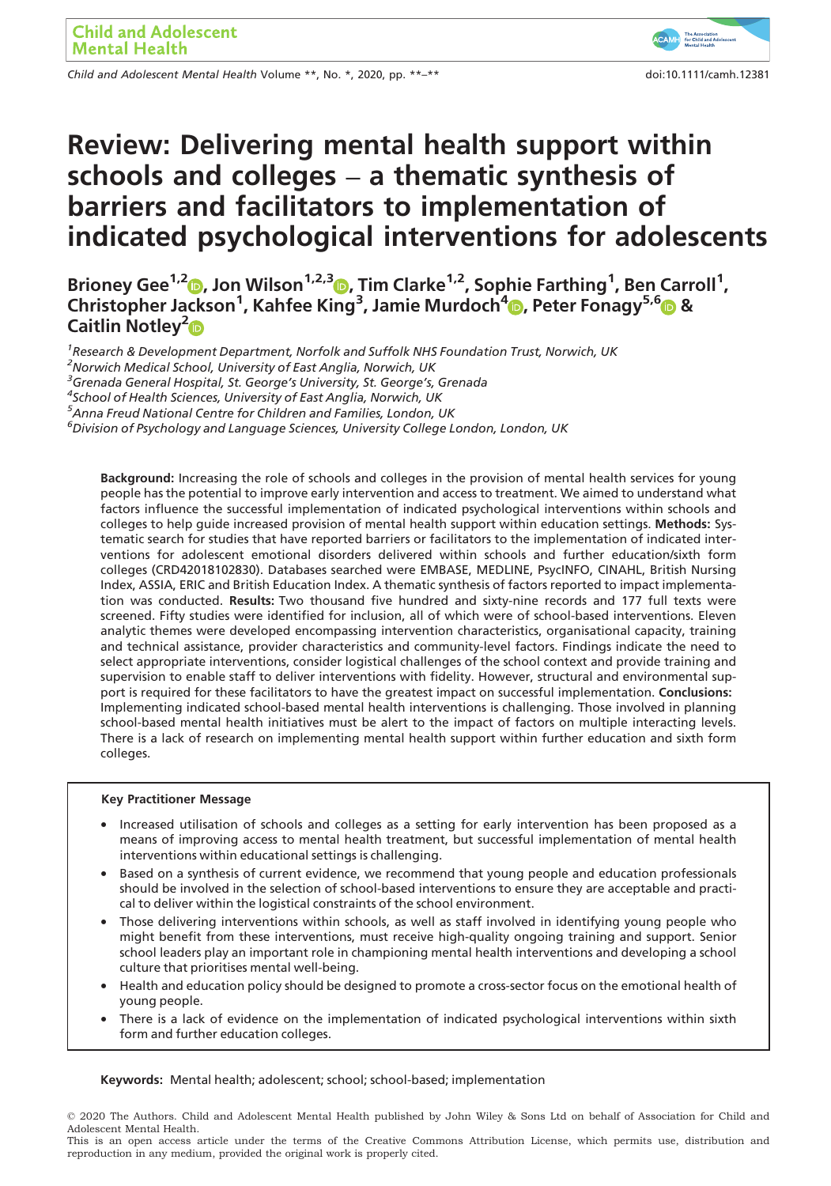# Review: Delivering mental health support within schools and colleges – a thematic synthesis of barriers and facilitators to implementation of indicated psychological interventions for adolescents

**Brioney Gee[1,2], Jon Wilson[1,2,3], Tim Clarke[1,2], Sophie Farthing[1], Ben Carroll[1], Christopher Jackson[1], Kahfee King[3], Jamie Murdoch[4], Peter Fonagy[5,6] & Caitlin Notley[2]**

[1]*Research & Development Department, Norfolk and Suffolk NHS Foundation Trust, Norwich, UK*
[2]*Norwich Medical School, University of East Anglia, Norwich, UK*
[3]*Grenada General Hospital, St. George's University, St. George's, Grenada*
[4]*School of Health Sciences, University of East Anglia, Norwich, UK*
[5]*Anna Freud National Centre for Children and Families, London, UK*
[6]*Division of Psychology and Language Sciences, University College London, London, UK*

**Background:** Increasing the role of schools and colleges in the provision of mental health services for young people has the potential to improve early intervention and access to treatment. We aimed to understand what factors influence the successful implementation of indicated psychological interventions within schools and colleges to help guide increased provision of mental health support within education settings. **Methods:** Systematic search for studies that have reported barriers or facilitators to the implementation of indicated interventions for adolescent emotional disorders delivered within schools and further education/sixth form colleges (CRD42018102830). Databases searched were EMBASE, MEDLINE, PsycINFO, CINAHL, British Nursing Index, ASSIA, ERIC and British Education Index. A thematic synthesis of factors reported to impact implementation was conducted. **Results:** Two thousand five hundred and sixty-nine records and 177 full texts were screened. Fifty studies were identified for inclusion, all of which were of school-based interventions. Eleven analytic themes were developed encompassing intervention characteristics, organisational capacity, training and technical assistance, provider characteristics and community-level factors. Findings indicate the need to select appropriate interventions, consider logistical challenges of the school context and provide training and supervision to enable staff to deliver interventions with fidelity. However, structural and environmental support is required for these facilitators to have the greatest impact on successful implementation. **Conclusions:** Implementing indicated school-based mental health interventions is challenging. Those involved in planning school-based mental health initiatives must be alert to the impact of factors on multiple interacting levels. There is a lack of research on implementing mental health support within further education and sixth form colleges.

**Key Practitioner Message**

- Increased utilisation of schools and colleges as a setting for early intervention has been proposed as a means of improving access to mental health treatment, but successful implementation of mental health interventions within educational settings is challenging.
- Based on a synthesis of current evidence, we recommend that young people and education professionals should be involved in the selection of school-based interventions to ensure they are acceptable and practical to deliver within the logistical constraints of the school environment.
- Those delivering interventions within schools, as well as staff involved in identifying young people who might benefit from these interventions, must receive high-quality ongoing training and support. Senior school leaders play an important role in championing mental health interventions and developing a school culture that prioritises mental well-being.
- Health and education policy should be designed to promote a cross-sector focus on the emotional health of young people.
- There is a lack of evidence on the implementation of indicated psychological interventions within sixth form and further education colleges.

**Keywords:** Mental health; adolescent; school; school-based; implementation

© 2020 The Authors. Child and Adolescent Mental Health published by John Wiley & Sons Ltd on behalf of Association for Child and Adolescent Mental Health.
This is an open access article under the terms of the Creative Commons Attribution License, which permits use, distribution and reproduction in any medium, provided the original work is properly cited.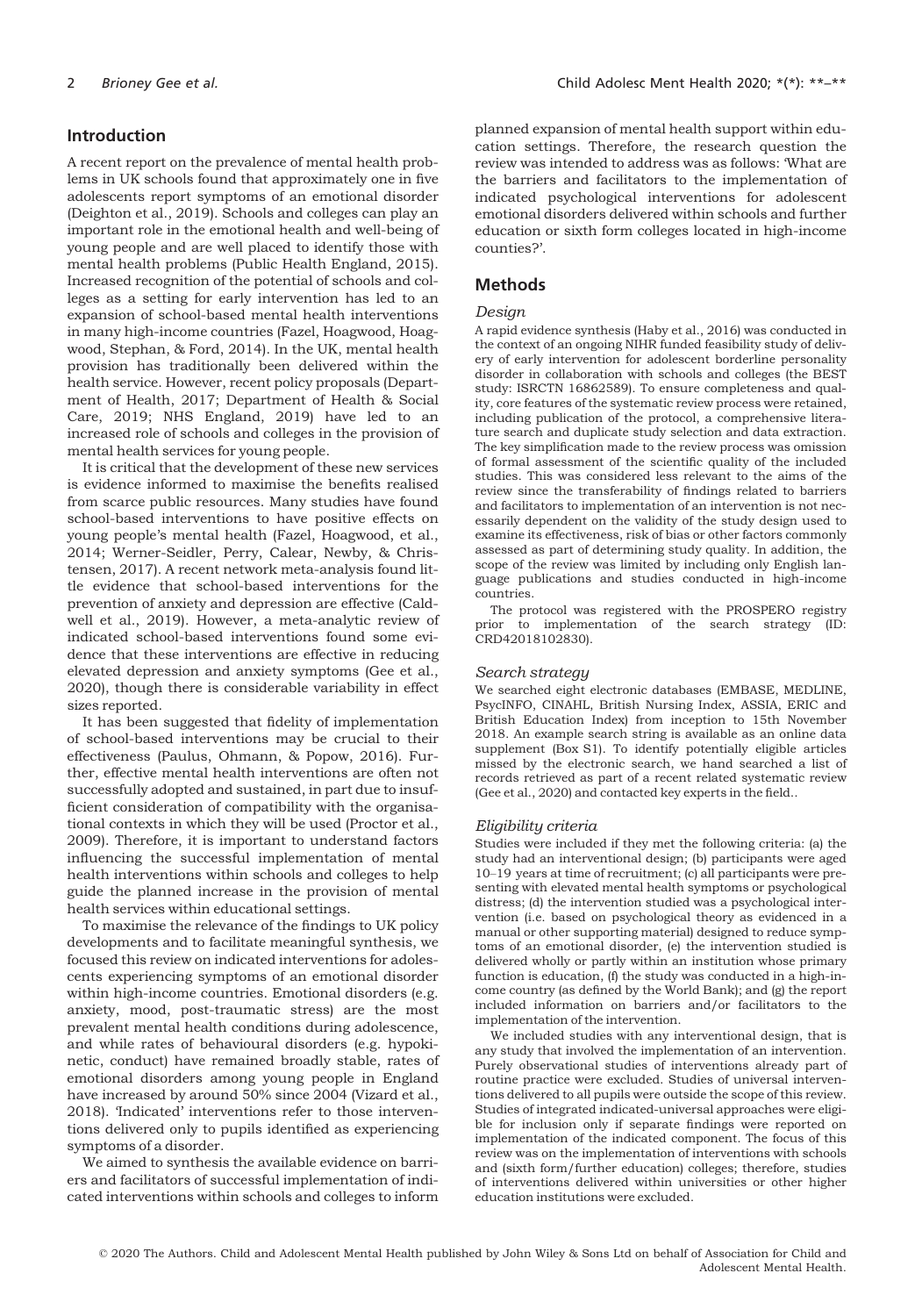## Introduction

A recent report on the prevalence of mental health problems in UK schools found that approximately one in five adolescents report symptoms of an emotional disorder (Deighton et al., 2019). Schools and colleges can play an important role in the emotional health and well-being of young people and are well placed to identify those with mental health problems (Public Health England, 2015). Increased recognition of the potential of schools and colleges as a setting for early intervention has led to an expansion of school-based mental health interventions in many high-income countries (Fazel, Hoagwood, Hoagwood, Stephan, & Ford, 2014). In the UK, mental health provision has traditionally been delivered within the health service. However, recent policy proposals (Department of Health, 2017; Department of Health & Social Care, 2019; NHS England, 2019) have led to an increased role of schools and colleges in the provision of mental health services for young people.

It is critical that the development of these new services is evidence informed to maximise the benefits realised from scarce public resources. Many studies have found school-based interventions to have positive effects on young people's mental health (Fazel, Hoagwood, et al., 2014; Werner-Seidler, Perry, Calear, Newby, & Christensen, 2017). A recent network meta-analysis found little evidence that school-based interventions for the prevention of anxiety and depression are effective (Caldwell et al., 2019). However, a meta-analytic review of indicated school-based interventions found some evidence that these interventions are effective in reducing elevated depression and anxiety symptoms (Gee et al., 2020), though there is considerable variability in effect sizes reported.

It has been suggested that fidelity of implementation of school-based interventions may be crucial to their effectiveness (Paulus, Ohmann, & Popow, 2016). Further, effective mental health interventions are often not successfully adopted and sustained, in part due to insufficient consideration of compatibility with the organisational contexts in which they will be used (Proctor et al., 2009). Therefore, it is important to understand factors influencing the successful implementation of mental health interventions within schools and colleges to help guide the planned increase in the provision of mental health services within educational settings.

To maximise the relevance of the findings to UK policy developments and to facilitate meaningful synthesis, we focused this review on indicated interventions for adolescents experiencing symptoms of an emotional disorder within high-income countries. Emotional disorders (e.g. anxiety, mood, post-traumatic stress) are the most prevalent mental health conditions during adolescence, and while rates of behavioural disorders (e.g. hypokinetic, conduct) have remained broadly stable, rates of emotional disorders among young people in England have increased by around 50% since 2004 (Vizard et al., 2018). 'Indicated' interventions refer to those interventions delivered only to pupils identified as experiencing symptoms of a disorder.

We aimed to synthesis the available evidence on barriers and facilitators of successful implementation of indicated interventions within schools and colleges to inform planned expansion of mental health support within education settings. Therefore, the research question the review was intended to address was as follows: 'What are the barriers and facilitators to the implementation of indicated psychological interventions for adolescent emotional disorders delivered within schools and further education or sixth form colleges located in high-income counties?'.

## Methods

### *Design*

A rapid evidence synthesis (Haby et al., 2016) was conducted in the context of an ongoing NIHR funded feasibility study of delivery of early intervention for adolescent borderline personality disorder in collaboration with schools and colleges (the BEST study: ISRCTN 16862589). To ensure completeness and quality, core features of the systematic review process were retained, including publication of the protocol, a comprehensive literature search and duplicate study selection and data extraction. The key simplification made to the review process was omission of formal assessment of the scientific quality of the included studies. This was considered less relevant to the aims of the review since the transferability of findings related to barriers and facilitators to implementation of an intervention is not necessarily dependent on the validity of the study design used to examine its effectiveness, risk of bias or other factors commonly assessed as part of determining study quality. In addition, the scope of the review was limited by including only English language publications and studies conducted in high-income countries.

The protocol was registered with the PROSPERO registry prior to implementation of the search strategy (ID: CRD42018102830).

### *Search strategy*

We searched eight electronic databases (EMBASE, MEDLINE, PsycINFO, CINAHL, British Nursing Index, ASSIA, ERIC and British Education Index) from inception to 15th November 2018. An example search string is available as an online data supplement (Box S1). To identify potentially eligible articles missed by the electronic search, we hand searched a list of records retrieved as part of a recent related systematic review (Gee et al., 2020) and contacted key experts in the field..

### *Eligibility criteria*

Studies were included if they met the following criteria: (a) the study had an interventional design; (b) participants were aged 10–19 years at time of recruitment; (c) all participants were presenting with elevated mental health symptoms or psychological distress; (d) the intervention studied was a psychological intervention (i.e. based on psychological theory as evidenced in a manual or other supporting material) designed to reduce symptoms of an emotional disorder, (e) the intervention studied is delivered wholly or partly within an institution whose primary function is education, (f) the study was conducted in a high-income country (as defined by the World Bank); and (g) the report included information on barriers and/or facilitators to the implementation of the intervention.

We included studies with any interventional design, that is any study that involved the implementation of an intervention. Purely observational studies of interventions already part of routine practice were excluded. Studies of universal interventions delivered to all pupils were outside the scope of this review. Studies of integrated indicated-universal approaches were eligible for inclusion only if separate findings were reported on implementation of the indicated component. The focus of this review was on the implementation of interventions with schools and (sixth form/further education) colleges; therefore, studies of interventions delivered within universities or other higher education institutions were excluded.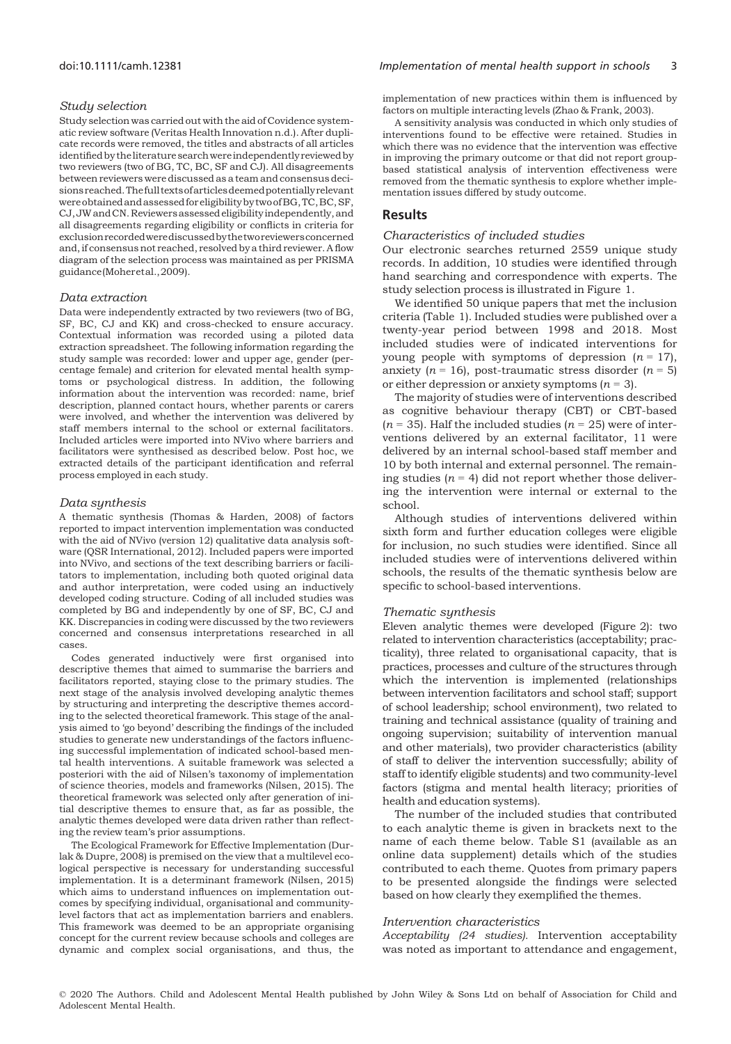### Study selection

Study selection was carried out with the aid of Covidence systematic review software (Veritas Health Innovation n.d.). After duplicate records were removed, the titles and abstracts of all articles identified by the literature search were independently reviewed by two reviewers (two of BG, TC, BC, SF and CJ). All disagreements between reviewers were discussed as a team and consensus decisions reached. The full texts of articles deemed potentially relevant were obtained and assessed for eligibility by two of BG, TC, BC, SF, CJ, JW and CN. Reviewers assessed eligibility independently, and all disagreements regarding eligibility or conflicts in criteria for exclusion recorded were discussed by the two reviewers concerned and, if consensus not reached, resolved by a third reviewer. A flow diagram of the selection process was maintained as per PRISMA guidance (Moher et al., 2009).

### Data extraction

Data were independently extracted by two reviewers (two of BG, SF, BC, CJ and KK) and cross-checked to ensure accuracy. Contextual information was recorded using a piloted data extraction spreadsheet. The following information regarding the study sample was recorded: lower and upper age, gender (percentage female) and criterion for elevated mental health symptoms or psychological distress. In addition, the following information about the intervention was recorded: name, brief description, planned contact hours, whether parents or carers were involved, and whether the intervention was delivered by staff members internal to the school or external facilitators. Included articles were imported into NVivo where barriers and facilitators were synthesised as described below. Post hoc, we extracted details of the participant identification and referral process employed in each study.

### Data synthesis

A thematic synthesis (Thomas & Harden, 2008) of factors reported to impact intervention implementation was conducted with the aid of NVivo (version 12) qualitative data analysis software (QSR International, 2012). Included papers were imported into NVivo, and sections of the text describing barriers or facilitators to implementation, including both quoted original data and author interpretation, were coded using an inductively developed coding structure. Coding of all included studies was completed by BG and independently by one of SF, BC, CJ and KK. Discrepancies in coding were discussed by the two reviewers concerned and consensus interpretations researched in all cases.

Codes generated inductively were first organised into descriptive themes that aimed to summarise the barriers and facilitators reported, staying close to the primary studies. The next stage of the analysis involved developing analytic themes by structuring and interpreting the descriptive themes according to the selected theoretical framework. This stage of the analysis aimed to 'go beyond' describing the findings of the included studies to generate new understandings of the factors influencing successful implementation of indicated school-based mental health interventions. A suitable framework was selected a posteriori with the aid of Nilsen's taxonomy of implementation of science theories, models and frameworks (Nilsen, 2015). The theoretical framework was selected only after generation of initial descriptive themes to ensure that, as far as possible, the analytic themes developed were data driven rather than reflecting the review team's prior assumptions.

The Ecological Framework for Effective Implementation (Durlak & Dupre, 2008) is premised on the view that a multilevel ecological perspective is necessary for understanding successful implementation. It is a determinant framework (Nilsen, 2015) which aims to understand influences on implementation outcomes by specifying individual, organisational and community-level factors that act as implementation barriers and enablers. This framework was deemed to be an appropriate organising concept for the current review because schools and colleges are dynamic and complex social organisations, and thus, the implementation of new practices within them is influenced by factors on multiple interacting levels (Zhao & Frank, 2003).

A sensitivity analysis was conducted in which only studies of interventions found to be effective were retained. Studies in which there was no evidence that the intervention was effective in improving the primary outcome or that did not report group-based statistical analysis of intervention effectiveness were removed from the thematic synthesis to explore whether implementation issues differed by study outcome.

## Results

### Characteristics of included studies

Our electronic searches returned 2559 unique study records. In addition, 10 studies were identified through hand searching and correspondence with experts. The study selection process is illustrated in Figure 1.

We identified 50 unique papers that met the inclusion criteria (Table 1). Included studies were published over a twenty-year period between 1998 and 2018. Most included studies were of indicated interventions for young people with symptoms of depression ($n = 17$), anxiety ($n = 16$), post-traumatic stress disorder ($n = 5$) or either depression or anxiety symptoms ($n = 3$).

The majority of studies were of interventions described as cognitive behaviour therapy (CBT) or CBT-based ($n = 35$). Half the included studies ($n = 25$) were of interventions delivered by an external facilitator, 11 were delivered by an internal school-based staff member and 10 by both internal and external personnel. The remaining studies ($n = 4$) did not report whether those delivering the intervention were internal or external to the school.

Although studies of interventions delivered within sixth form and further education colleges were eligible for inclusion, no such studies were identified. Since all included studies were of interventions delivered within schools, the results of the thematic synthesis below are specific to school-based interventions.

### Thematic synthesis

Eleven analytic themes were developed (Figure 2): two related to intervention characteristics (acceptability; practicality), three related to organisational capacity, that is practices, processes and culture of the structures through which the intervention is implemented (relationships between intervention facilitators and school staff; support of school leadership; school environment), two related to training and technical assistance (quality of training and ongoing supervision; suitability of intervention manual and other materials), two provider characteristics (ability of staff to deliver the intervention successfully; ability of staff to identify eligible students) and two community-level factors (stigma and mental health literacy; priorities of health and education systems).

The number of the included studies that contributed to each analytic theme is given in brackets next to the name of each theme below. Table S1 (available as an online data supplement) details which of the studies contributed to each theme. Quotes from primary papers to be presented alongside the findings were selected based on how clearly they exemplified the themes.

### Intervention characteristics

*Acceptability (24 studies).* Intervention acceptability was noted as important to attendance and engagement,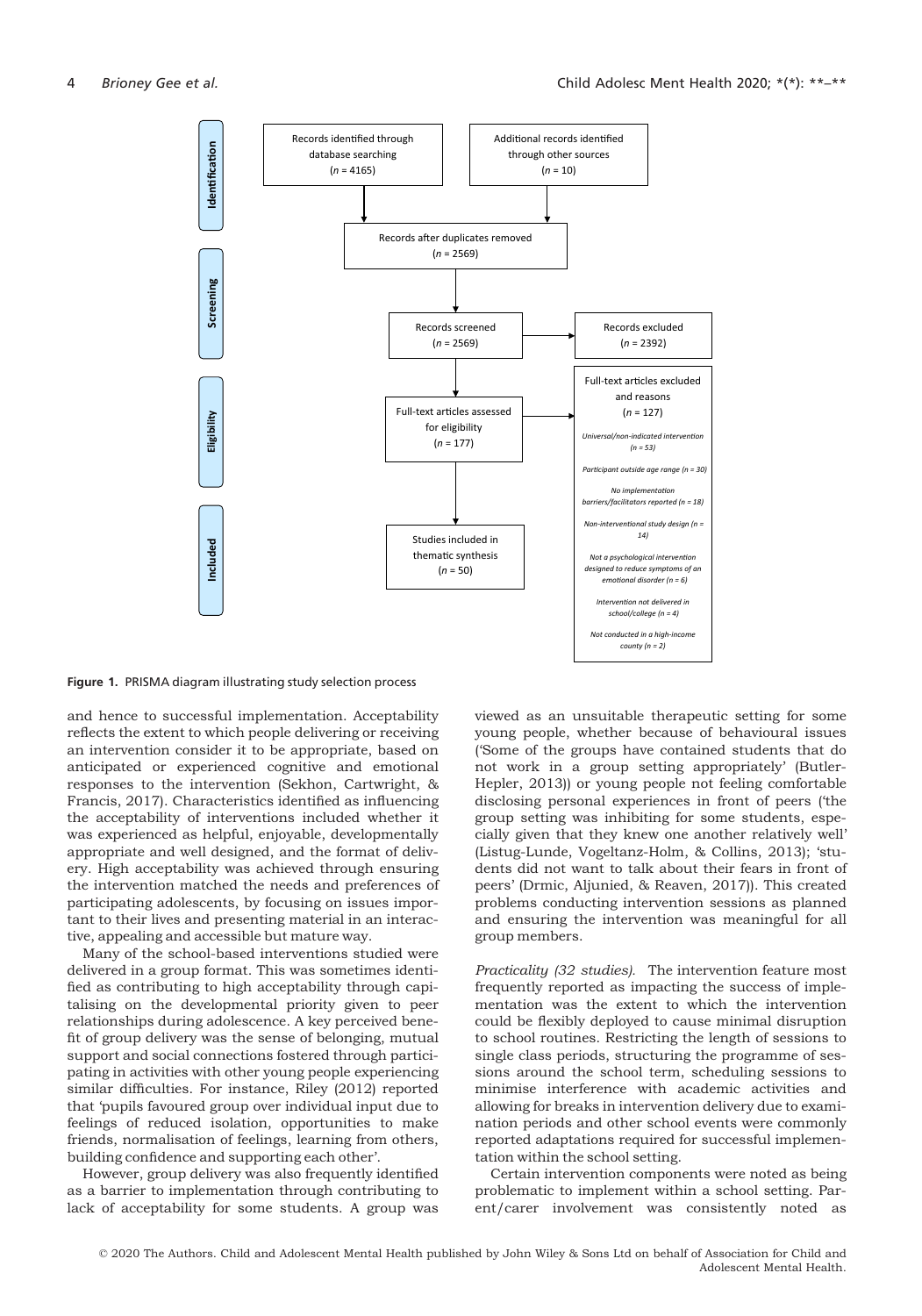| Stage | Box | Box |
| --- | --- | --- |
| **Identification** | Records identified through database searching ($n$ = 4165) | Additional records identified through other sources ($n$ = 10) |
| | Records after duplicates removed ($n$ = 2569) | |
| **Screening** | Records screened ($n$ = 2569) | Records excluded ($n$ = 2392) |
| **Eligibility** | Full-text articles assessed for eligibility ($n$ = 177) | Full-text articles excluded and reasons ($n$ = 127)<br>*Universal/non-indicated intervention (n = 53)*<br>*Participant outside age range (n = 30)*<br>*No implementation barriers/facilitators reported (n = 18)*<br>*Non-interventional study design (n = 14)*<br>*Not a psychological intervention designed to reduce symptoms of an emotional disorder (n = 6)*<br>*Intervention not delivered in school/college (n = 4)*<br>*Not conducted in a high-income county (n = 2)* |
| **Included** | Studies included in thematic synthesis ($n$ = 50) | |

**Figure 1.** PRISMA diagram illustrating study selection process

and hence to successful implementation. Acceptability reflects the extent to which people delivering or receiving an intervention consider it to be appropriate, based on anticipated or experienced cognitive and emotional responses to the intervention (Sekhon, Cartwright, & Francis, 2017). Characteristics identified as influencing the acceptability of interventions included whether it was experienced as helpful, enjoyable, developmentally appropriate and well designed, and the format of delivery. High acceptability was achieved through ensuring the intervention matched the needs and preferences of participating adolescents, by focusing on issues important to their lives and presenting material in an interactive, appealing and accessible but mature way.

Many of the school-based interventions studied were delivered in a group format. This was sometimes identified as contributing to high acceptability through capitalising on the developmental priority given to peer relationships during adolescence. A key perceived benefit of group delivery was the sense of belonging, mutual support and social connections fostered through participating in activities with other young people experiencing similar difficulties. For instance, Riley (2012) reported that 'pupils favoured group over individual input due to feelings of reduced isolation, opportunities to make friends, normalisation of feelings, learning from others, building confidence and supporting each other'.

However, group delivery was also frequently identified as a barrier to implementation through contributing to lack of acceptability for some students. A group was viewed as an unsuitable therapeutic setting for some young people, whether because of behavioural issues ('Some of the groups have contained students that do not work in a group setting appropriately' (Butler-Hepler, 2013)) or young people not feeling comfortable disclosing personal experiences in front of peers ('the group setting was inhibiting for some students, especially given that they knew one another relatively well' (Listug-Lunde, Vogeltanz-Holm, & Collins, 2013); 'students did not want to talk about their fears in front of peers' (Drmic, Aljunied, & Reaven, 2017)). This created problems conducting intervention sessions as planned and ensuring the intervention was meaningful for all group members.

*Practicality (32 studies).* The intervention feature most frequently reported as impacting the success of implementation was the extent to which the intervention could be flexibly deployed to cause minimal disruption to school routines. Restricting the length of sessions to single class periods, structuring the programme of sessions around the school term, scheduling sessions to minimise interference with academic activities and allowing for breaks in intervention delivery due to examination periods and other school events were commonly reported adaptations required for successful implementation within the school setting.

Certain intervention components were noted as being problematic to implement within a school setting. Parent/carer involvement was consistently noted as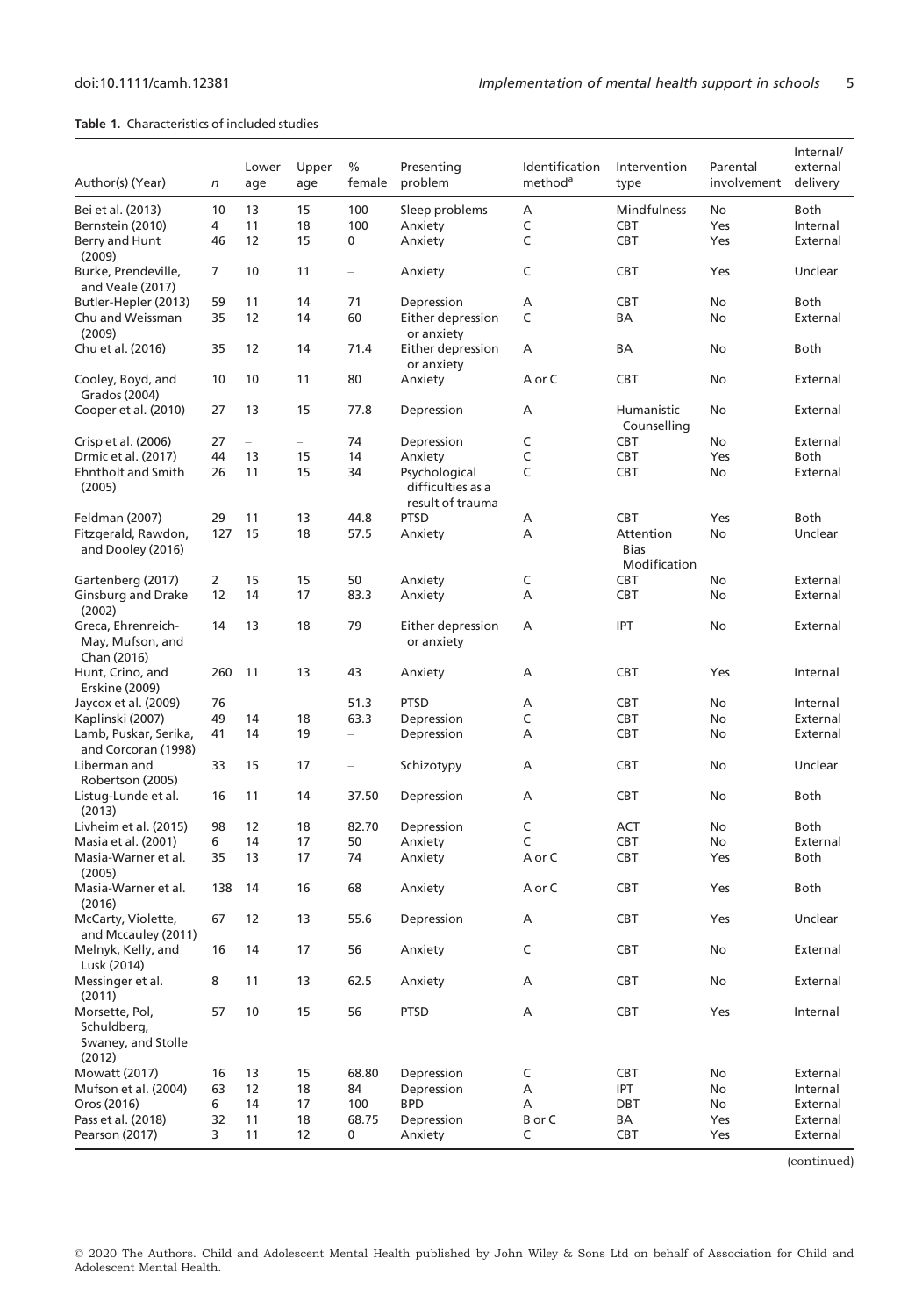**Table 1.** Characteristics of included studies

| Author(s) (Year) | n | Lower age | Upper age | % female | Presenting problem | Identification method[a] | Intervention type | Parental involvement | Internal/ external delivery |
|---|---|---|---|---|---|---|---|---|---|
| Bei et al. (2013) | 10 | 13 | 15 | 100 | Sleep problems | A | Mindfulness | No | Both |
| Bernstein (2010) | 4 | 11 | 18 | 100 | Anxiety | C | CBT | Yes | Internal |
| Berry and Hunt (2009) | 46 | 12 | 15 | 0 | Anxiety | C | CBT | Yes | External |
| Burke, Prendeville, and Veale (2017) | 7 | 10 | 11 | – | Anxiety | C | CBT | Yes | Unclear |
| Butler-Hepler (2013) | 59 | 11 | 14 | 71 | Depression | A | CBT | No | Both |
| Chu and Weissman (2009) | 35 | 12 | 14 | 60 | Either depression or anxiety | C | BA | No | External |
| Chu et al. (2016) | 35 | 12 | 14 | 71.4 | Either depression or anxiety | A | BA | No | Both |
| Cooley, Boyd, and Grados (2004) | 10 | 10 | 11 | 80 | Anxiety | A or C | CBT | No | External |
| Cooper et al. (2010) | 27 | 13 | 15 | 77.8 | Depression | A | Humanistic Counselling | No | External |
| Crisp et al. (2006) | 27 | – | – | 74 | Depression | C | CBT | No | External |
| Drmic et al. (2017) | 44 | 13 | 15 | 14 | Anxiety | C | CBT | Yes | Both |
| Ehntholt and Smith (2005) | 26 | 11 | 15 | 34 | Psychological difficulties as a result of trauma | C | CBT | No | External |
| Feldman (2007) | 29 | 11 | 13 | 44.8 | PTSD | A | CBT | Yes | Both |
| Fitzgerald, Rawdon, and Dooley (2016) | 127 | 15 | 18 | 57.5 | Anxiety | A | Attention Bias Modification | No | Unclear |
| Gartenberg (2017) | 2 | 15 | 15 | 50 | Anxiety | C | CBT | No | External |
| Ginsburg and Drake (2002) | 12 | 14 | 17 | 83.3 | Anxiety | A | CBT | No | External |
| Greca, Ehrenreich-May, Mufson, and Chan (2016) | 14 | 13 | 18 | 79 | Either depression or anxiety | A | IPT | No | External |
| Hunt, Crino, and Erskine (2009) | 260 | 11 | 13 | 43 | Anxiety | A | CBT | Yes | Internal |
| Jaycox et al. (2009) | 76 | – | – | 51.3 | PTSD | A | CBT | No | Internal |
| Kaplinski (2007) | 49 | 14 | 18 | 63.3 | Depression | C | CBT | No | External |
| Lamb, Puskar, Serika, and Corcoran (1998) | 41 | 14 | 19 | – | Depression | A | CBT | No | External |
| Liberman and Robertson (2005) | 33 | 15 | 17 | – | Schizotypy | A | CBT | No | Unclear |
| Listug-Lunde et al. (2013) | 16 | 11 | 14 | 37.50 | Depression | A | CBT | No | Both |
| Livheim et al. (2015) | 98 | 12 | 18 | 82.70 | Depression | C | ACT | No | Both |
| Masia et al. (2001) | 6 | 14 | 17 | 50 | Anxiety | C | CBT | No | External |
| Masia-Warner et al. (2005) | 35 | 13 | 17 | 74 | Anxiety | A or C | CBT | Yes | Both |
| Masia-Warner et al. (2016) | 138 | 14 | 16 | 68 | Anxiety | A or C | CBT | Yes | Both |
| McCarty, Violette, and Mccauley (2011) | 67 | 12 | 13 | 55.6 | Depression | A | CBT | Yes | Unclear |
| Melnyk, Kelly, and Lusk (2014) | 16 | 14 | 17 | 56 | Anxiety | C | CBT | No | External |
| Messinger et al. (2011) | 8 | 11 | 13 | 62.5 | Anxiety | A | CBT | No | External |
| Morsette, Pol, Schuldberg, Swaney, and Stolle (2012) | 57 | 10 | 15 | 56 | PTSD | A | CBT | Yes | Internal |
| Mowatt (2017) | 16 | 13 | 15 | 68.80 | Depression | C | CBT | No | External |
| Mufson et al. (2004) | 63 | 12 | 18 | 84 | Depression | A | IPT | No | Internal |
| Oros (2016) | 6 | 14 | 17 | 100 | BPD | A | DBT | No | External |
| Pass et al. (2018) | 32 | 11 | 18 | 68.75 | Depression | B or C | BA | Yes | External |
| Pearson (2017) | 3 | 11 | 12 | 0 | Anxiety | C | CBT | Yes | External |

(continued)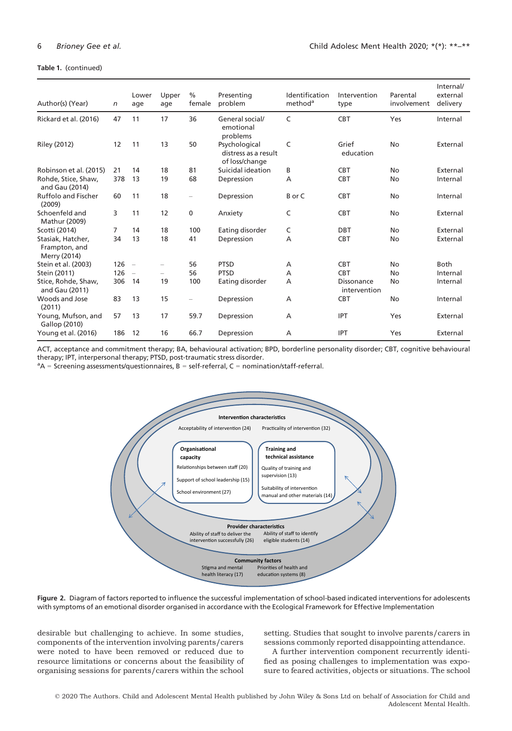**Table 1.** (continued)

| Author(s) (Year) | *n* | Lower age | Upper age | % female | Presenting problem | Identification method[a] | Intervention type | Parental involvement | Internal/ external delivery |
|---|---|---|---|---|---|---|---|---|---|
| Rickard et al. (2016) | 47 | 11 | 17 | 36 | General social/ emotional problems | C | CBT | Yes | Internal |
| Riley (2012) | 12 | 11 | 13 | 50 | Psychological distress as a result of loss/change | C | Grief education | No | External |
| Robinson et al. (2015) | 21 | 14 | 18 | 81 | Suicidal ideation | B | CBT | No | External |
| Rohde, Stice, Shaw, and Gau (2014) | 378 | 13 | 19 | 68 | Depression | A | CBT | No | Internal |
| Ruffolo and Fischer (2009) | 60 | 11 | 18 | – | Depression | B or C | CBT | No | Internal |
| Schoenfeld and Mathur (2009) | 3 | 11 | 12 | 0 | Anxiety | C | CBT | No | External |
| Scotti (2014) | 7 | 14 | 18 | 100 | Eating disorder | C | DBT | No | External |
| Stasiak, Hatcher, Frampton, and Merry (2014) | 34 | 13 | 18 | 41 | Depression | A | CBT | No | External |
| Stein et al. (2003) | 126 | – | – | 56 | PTSD | A | CBT | No | Both |
| Stein (2011) | 126 | – | – | 56 | PTSD | A | CBT | No | Internal |
| Stice, Rohde, Shaw, and Gau (2011) | 306 | 14 | 19 | 100 | Eating disorder | A | Dissonance intervention | No | Internal |
| Woods and Jose (2011) | 83 | 13 | 15 | – | Depression | A | CBT | No | Internal |
| Young, Mufson, and Gallop (2010) | 57 | 13 | 17 | 59.7 | Depression | A | IPT | Yes | External |
| Young et al. (2016) | 186 | 12 | 16 | 66.7 | Depression | A | IPT | Yes | External |

ACT, acceptance and commitment therapy; BA, behavioural activation; BPD, borderline personality disorder; CBT, cognitive behavioural therapy; IPT, interpersonal therapy; PTSD, post-traumatic stress disorder.
[a]A = Screening assessments/questionnaires, B = self-referral, C = nomination/staff-referral.

**Figure 2.** Diagram of factors reported to influence the successful implementation of school-based indicated interventions for adolescents with symptoms of an emotional disorder organised in accordance with the Ecological Framework for Effective Implementation

desirable but challenging to achieve. In some studies, components of the intervention involving parents/carers were noted to have been removed or reduced due to resource limitations or concerns about the feasibility of organising sessions for parents/carers within the school setting. Studies that sought to involve parents/carers in sessions commonly reported disappointing attendance.

A further intervention component recurrently identified as posing challenges to implementation was exposure to feared activities, objects or situations. The school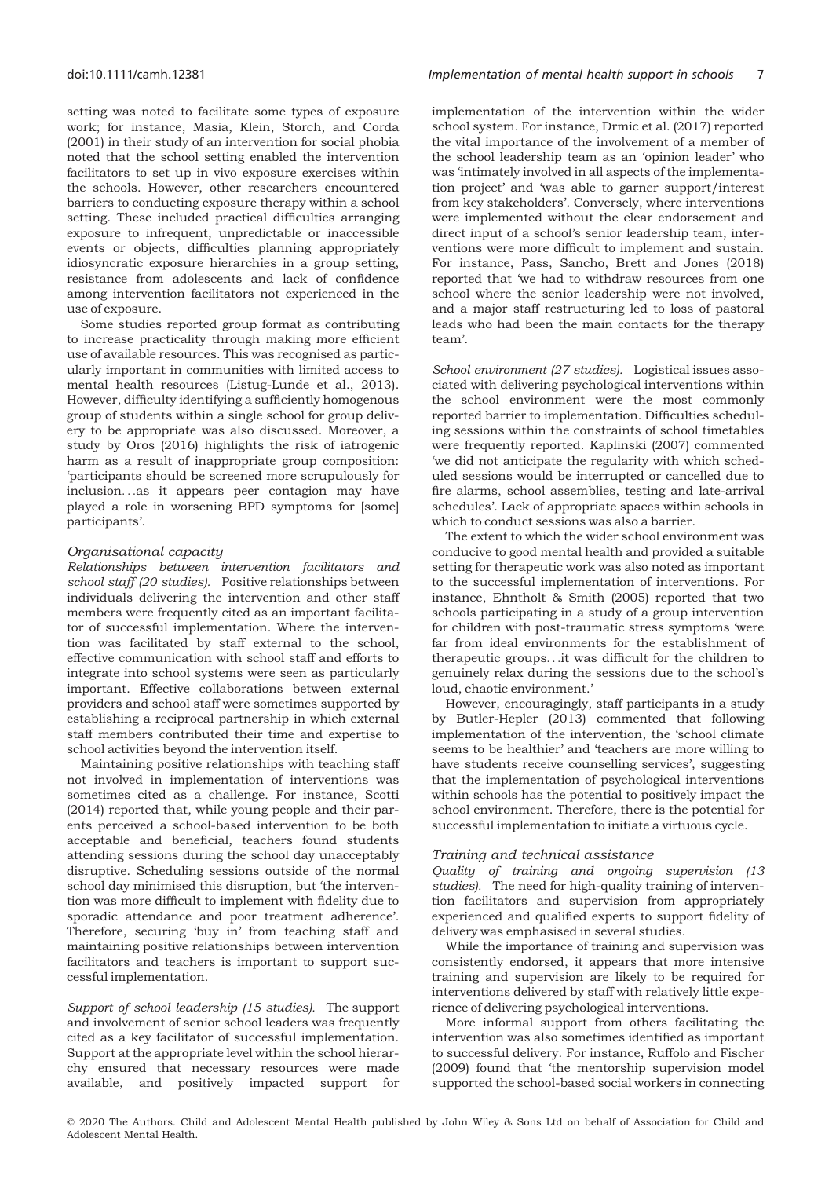setting was noted to facilitate some types of exposure work; for instance, Masia, Klein, Storch, and Corda (2001) in their study of an intervention for social phobia noted that the school setting enabled the intervention facilitators to set up in vivo exposure exercises within the schools. However, other researchers encountered barriers to conducting exposure therapy within a school setting. These included practical difficulties arranging exposure to infrequent, unpredictable or inaccessible events or objects, difficulties planning appropriately idiosyncratic exposure hierarchies in a group setting, resistance from adolescents and lack of confidence among intervention facilitators not experienced in the use of exposure.

Some studies reported group format as contributing to increase practicality through making more efficient use of available resources. This was recognised as particularly important in communities with limited access to mental health resources (Listug-Lunde et al., 2013). However, difficulty identifying a sufficiently homogenous group of students within a single school for group delivery to be appropriate was also discussed. Moreover, a study by Oros (2016) highlights the risk of iatrogenic harm as a result of inappropriate group composition: 'participants should be screened more scrupulously for inclusion…as it appears peer contagion may have played a role in worsening BPD symptoms for [some] participants'.

### Organisational capacity

*Relationships between intervention facilitators and school staff (20 studies).* Positive relationships between individuals delivering the intervention and other staff members were frequently cited as an important facilitator of successful implementation. Where the intervention was facilitated by staff external to the school, effective communication with school staff and efforts to integrate into school systems were seen as particularly important. Effective collaborations between external providers and school staff were sometimes supported by establishing a reciprocal partnership in which external staff members contributed their time and expertise to school activities beyond the intervention itself.

Maintaining positive relationships with teaching staff not involved in implementation of interventions was sometimes cited as a challenge. For instance, Scotti (2014) reported that, while young people and their parents perceived a school-based intervention to be both acceptable and beneficial, teachers found students attending sessions during the school day unacceptably disruptive. Scheduling sessions outside of the normal school day minimised this disruption, but 'the intervention was more difficult to implement with fidelity due to sporadic attendance and poor treatment adherence'. Therefore, securing 'buy in' from teaching staff and maintaining positive relationships between intervention facilitators and teachers is important to support successful implementation.

*Support of school leadership (15 studies).* The support and involvement of senior school leaders was frequently cited as a key facilitator of successful implementation. Support at the appropriate level within the school hierarchy ensured that necessary resources were made available, and positively impacted support for implementation of the intervention within the wider school system. For instance, Drmic et al. (2017) reported the vital importance of the involvement of a member of the school leadership team as an 'opinion leader' who was 'intimately involved in all aspects of the implementation project' and 'was able to garner support/interest from key stakeholders'. Conversely, where interventions were implemented without the clear endorsement and direct input of a school's senior leadership team, interventions were more difficult to implement and sustain. For instance, Pass, Sancho, Brett and Jones (2018) reported that 'we had to withdraw resources from one school where the senior leadership were not involved, and a major staff restructuring led to loss of pastoral leads who had been the main contacts for the therapy team'.

*School environment (27 studies).* Logistical issues associated with delivering psychological interventions within the school environment were the most commonly reported barrier to implementation. Difficulties scheduling sessions within the constraints of school timetables were frequently reported. Kaplinski (2007) commented 'we did not anticipate the regularity with which scheduled sessions would be interrupted or cancelled due to fire alarms, school assemblies, testing and late-arrival schedules'. Lack of appropriate spaces within schools in which to conduct sessions was also a barrier.

The extent to which the wider school environment was conducive to good mental health and provided a suitable setting for therapeutic work was also noted as important to the successful implementation of interventions. For instance, Ehntholt & Smith (2005) reported that two schools participating in a study of a group intervention for children with post-traumatic stress symptoms 'were far from ideal environments for the establishment of therapeutic groups…it was difficult for the children to genuinely relax during the sessions due to the school's loud, chaotic environment.'

However, encouragingly, staff participants in a study by Butler-Hepler (2013) commented that following implementation of the intervention, the 'school climate seems to be healthier' and 'teachers are more willing to have students receive counselling services', suggesting that the implementation of psychological interventions within schools has the potential to positively impact the school environment. Therefore, there is the potential for successful implementation to initiate a virtuous cycle.

### Training and technical assistance

*Quality of training and ongoing supervision (13 studies).* The need for high-quality training of intervention facilitators and supervision from appropriately experienced and qualified experts to support fidelity of delivery was emphasised in several studies.

While the importance of training and supervision was consistently endorsed, it appears that more intensive training and supervision are likely to be required for interventions delivered by staff with relatively little experience of delivering psychological interventions.

More informal support from others facilitating the intervention was also sometimes identified as important to successful delivery. For instance, Ruffolo and Fischer (2009) found that 'the mentorship supervision model supported the school-based social workers in connecting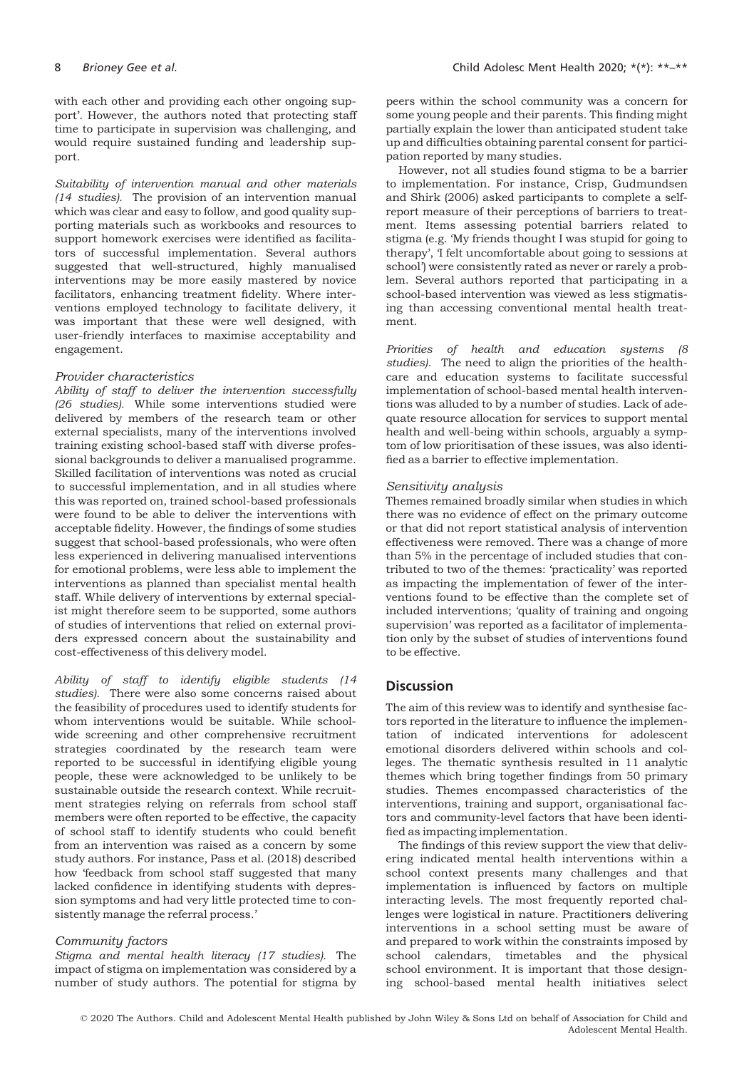with each other and providing each other ongoing support'. However, the authors noted that protecting staff time to participate in supervision was challenging, and would require sustained funding and leadership support.

*Suitability of intervention manual and other materials (14 studies).* The provision of an intervention manual which was clear and easy to follow, and good quality supporting materials such as workbooks and resources to support homework exercises were identified as facilitators of successful implementation. Several authors suggested that well-structured, highly manualised interventions may be more easily mastered by novice facilitators, enhancing treatment fidelity. Where interventions employed technology to facilitate delivery, it was important that these were well designed, with user-friendly interfaces to maximise acceptability and engagement.

#### Provider characteristics

*Ability of staff to deliver the intervention successfully (26 studies).* While some interventions studied were delivered by members of the research team or other external specialists, many of the interventions involved training existing school-based staff with diverse professional backgrounds to deliver a manualised programme. Skilled facilitation of interventions was noted as crucial to successful implementation, and in all studies where this was reported on, trained school-based professionals were found to be able to deliver the interventions with acceptable fidelity. However, the findings of some studies suggest that school-based professionals, who were often less experienced in delivering manualised interventions for emotional problems, were less able to implement the interventions as planned than specialist mental health staff. While delivery of interventions by external specialist might therefore seem to be supported, some authors of studies of interventions that relied on external providers expressed concern about the sustainability and cost-effectiveness of this delivery model.

*Ability of staff to identify eligible students (14 studies).* There were also some concerns raised about the feasibility of procedures used to identify students for whom interventions would be suitable. While school-wide screening and other comprehensive recruitment strategies coordinated by the research team were reported to be successful in identifying eligible young people, these were acknowledged to be unlikely to be sustainable outside the research context. While recruitment strategies relying on referrals from school staff members were often reported to be effective, the capacity of school staff to identify students who could benefit from an intervention was raised as a concern by some study authors. For instance, Pass et al. (2018) described how 'feedback from school staff suggested that many lacked confidence in identifying students with depression symptoms and had very little protected time to consistently manage the referral process.'

#### Community factors

*Stigma and mental health literacy (17 studies).* The impact of stigma on implementation was considered by a number of study authors. The potential for stigma by peers within the school community was a concern for some young people and their parents. This finding might partially explain the lower than anticipated student take up and difficulties obtaining parental consent for participation reported by many studies.

However, not all studies found stigma to be a barrier to implementation. For instance, Crisp, Gudmundsen and Shirk (2006) asked participants to complete a self-report measure of their perceptions of barriers to treatment. Items assessing potential barriers related to stigma (e.g. 'My friends thought I was stupid for going to therapy', 'I felt uncomfortable about going to sessions at school') were consistently rated as never or rarely a problem. Several authors reported that participating in a school-based intervention was viewed as less stigmatising than accessing conventional mental health treatment.

*Priorities of health and education systems (8 studies).* The need to align the priorities of the healthcare and education systems to facilitate successful implementation of school-based mental health interventions was alluded to by a number of studies. Lack of adequate resource allocation for services to support mental health and well-being within schools, arguably a symptom of low prioritisation of these issues, was also identified as a barrier to effective implementation.

#### Sensitivity analysis

Themes remained broadly similar when studies in which there was no evidence of effect on the primary outcome or that did not report statistical analysis of intervention effectiveness were removed. There was a change of more than 5% in the percentage of included studies that contributed to two of the themes: 'practicality' was reported as impacting the implementation of fewer of the interventions found to be effective than the complete set of included interventions; 'quality of training and ongoing supervision' was reported as a facilitator of implementation only by the subset of studies of interventions found to be effective.

## Discussion

The aim of this review was to identify and synthesise factors reported in the literature to influence the implementation of indicated interventions for adolescent emotional disorders delivered within schools and colleges. The thematic synthesis resulted in 11 analytic themes which bring together findings from 50 primary studies. Themes encompassed characteristics of the interventions, training and support, organisational factors and community-level factors that have been identified as impacting implementation.

The findings of this review support the view that delivering indicated mental health interventions within a school context presents many challenges and that implementation is influenced by factors on multiple interacting levels. The most frequently reported challenges were logistical in nature. Practitioners delivering interventions in a school setting must be aware of and prepared to work within the constraints imposed by school calendars, timetables and the physical school environment. It is important that those designing school-based mental health initiatives select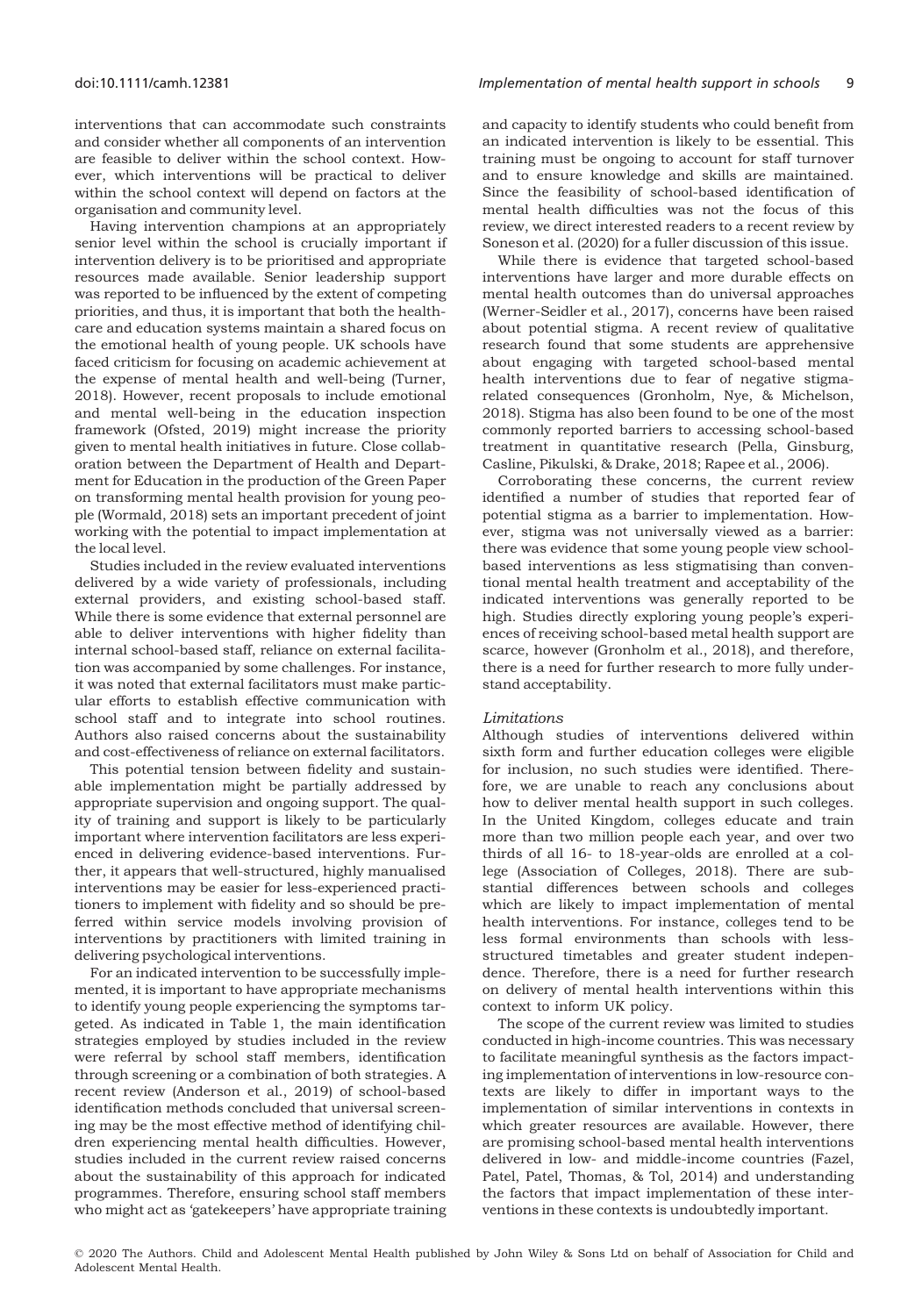interventions that can accommodate such constraints and consider whether all components of an intervention are feasible to deliver within the school context. However, which interventions will be practical to deliver within the school context will depend on factors at the organisation and community level.

Having intervention champions at an appropriately senior level within the school is crucially important if intervention delivery is to be prioritised and appropriate resources made available. Senior leadership support was reported to be influenced by the extent of competing priorities, and thus, it is important that both the healthcare and education systems maintain a shared focus on the emotional health of young people. UK schools have faced criticism for focusing on academic achievement at the expense of mental health and well-being (Turner, 2018). However, recent proposals to include emotional and mental well-being in the education inspection framework (Ofsted, 2019) might increase the priority given to mental health initiatives in future. Close collaboration between the Department of Health and Department for Education in the production of the Green Paper on transforming mental health provision for young people (Wormald, 2018) sets an important precedent of joint working with the potential to impact implementation at the local level.

Studies included in the review evaluated interventions delivered by a wide variety of professionals, including external providers, and existing school-based staff. While there is some evidence that external personnel are able to deliver interventions with higher fidelity than internal school-based staff, reliance on external facilitation was accompanied by some challenges. For instance, it was noted that external facilitators must make particular efforts to establish effective communication with school staff and to integrate into school routines. Authors also raised concerns about the sustainability and cost-effectiveness of reliance on external facilitators.

This potential tension between fidelity and sustainable implementation might be partially addressed by appropriate supervision and ongoing support. The quality of training and support is likely to be particularly important where intervention facilitators are less experienced in delivering evidence-based interventions. Further, it appears that well-structured, highly manualised interventions may be easier for less-experienced practitioners to implement with fidelity and so should be preferred within service models involving provision of interventions by practitioners with limited training in delivering psychological interventions.

For an indicated intervention to be successfully implemented, it is important to have appropriate mechanisms to identify young people experiencing the symptoms targeted. As indicated in Table 1, the main identification strategies employed by studies included in the review were referral by school staff members, identification through screening or a combination of both strategies. A recent review (Anderson et al., 2019) of school-based identification methods concluded that universal screening may be the most effective method of identifying children experiencing mental health difficulties. However, studies included in the current review raised concerns about the sustainability of this approach for indicated programmes. Therefore, ensuring school staff members who might act as 'gatekeepers' have appropriate training and capacity to identify students who could benefit from an indicated intervention is likely to be essential. This training must be ongoing to account for staff turnover and to ensure knowledge and skills are maintained. Since the feasibility of school-based identification of mental health difficulties was not the focus of this review, we direct interested readers to a recent review by Soneson et al. (2020) for a fuller discussion of this issue.

While there is evidence that targeted school-based interventions have larger and more durable effects on mental health outcomes than do universal approaches (Werner-Seidler et al., 2017), concerns have been raised about potential stigma. A recent review of qualitative research found that some students are apprehensive about engaging with targeted school-based mental health interventions due to fear of negative stigma-related consequences (Gronholm, Nye, & Michelson, 2018). Stigma has also been found to be one of the most commonly reported barriers to accessing school-based treatment in quantitative research (Pella, Ginsburg, Casline, Pikulski, & Drake, 2018; Rapee et al., 2006).

Corroborating these concerns, the current review identified a number of studies that reported fear of potential stigma as a barrier to implementation. However, stigma was not universally viewed as a barrier: there was evidence that some young people view school-based interventions as less stigmatising than conventional mental health treatment and acceptability of the indicated interventions was generally reported to be high. Studies directly exploring young people's experiences of receiving school-based metal health support are scarce, however (Gronholm et al., 2018), and therefore, there is a need for further research to more fully understand acceptability.

*Limitations*

Although studies of interventions delivered within sixth form and further education colleges were eligible for inclusion, no such studies were identified. Therefore, we are unable to reach any conclusions about how to deliver mental health support in such colleges. In the United Kingdom, colleges educate and train more than two million people each year, and over two thirds of all 16- to 18-year-olds are enrolled at a college (Association of Colleges, 2018). There are substantial differences between schools and colleges which are likely to impact implementation of mental health interventions. For instance, colleges tend to be less formal environments than schools with less-structured timetables and greater student independence. Therefore, there is a need for further research on delivery of mental health interventions within this context to inform UK policy.

The scope of the current review was limited to studies conducted in high-income countries. This was necessary to facilitate meaningful synthesis as the factors impacting implementation of interventions in low-resource contexts are likely to differ in important ways to the implementation of similar interventions in contexts in which greater resources are available. However, there are promising school-based mental health interventions delivered in low- and middle-income countries (Fazel, Patel, Patel, Thomas, & Tol, 2014) and understanding the factors that impact implementation of these interventions in these contexts is undoubtedly important.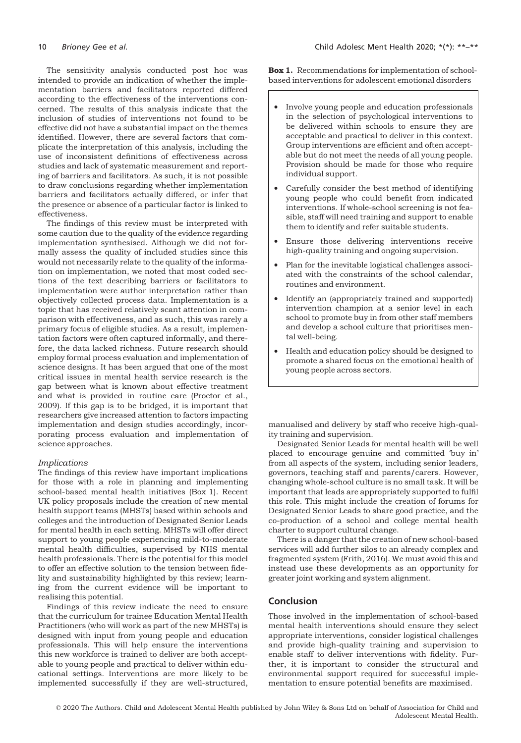The sensitivity analysis conducted post hoc was intended to provide an indication of whether the implementation barriers and facilitators reported differed according to the effectiveness of the interventions concerned. The results of this analysis indicate that the inclusion of studies of interventions not found to be effective did not have a substantial impact on the themes identified. However, there are several factors that complicate the interpretation of this analysis, including the use of inconsistent definitions of effectiveness across studies and lack of systematic measurement and reporting of barriers and facilitators. As such, it is not possible to draw conclusions regarding whether implementation barriers and facilitators actually differed, or infer that the presence or absence of a particular factor is linked to effectiveness.

The findings of this review must be interpreted with some caution due to the quality of the evidence regarding implementation synthesised. Although we did not formally assess the quality of included studies since this would not necessarily relate to the quality of the information on implementation, we noted that most coded sections of the text describing barriers or facilitators to implementation were author interpretation rather than objectively collected process data. Implementation is a topic that has received relatively scant attention in comparison with effectiveness, and as such, this was rarely a primary focus of eligible studies. As a result, implementation factors were often captured informally, and therefore, the data lacked richness. Future research should employ formal process evaluation and implementation of science designs. It has been argued that one of the most critical issues in mental health service research is the gap between what is known about effective treatment and what is provided in routine care (Proctor et al., 2009). If this gap is to be bridged, it is important that researchers give increased attention to factors impacting implementation and design studies accordingly, incorporating process evaluation and implementation of science approaches.

### *Implications*

The findings of this review have important implications for those with a role in planning and implementing school-based mental health initiatives (Box 1). Recent UK policy proposals include the creation of new mental health support teams (MHSTs) based within schools and colleges and the introduction of Designated Senior Leads for mental health in each setting. MHSTs will offer direct support to young people experiencing mild-to-moderate mental health difficulties, supervised by NHS mental health professionals. There is the potential for this model to offer an effective solution to the tension between fidelity and sustainability highlighted by this review; learning from the current evidence will be important to realising this potential.

Findings of this review indicate the need to ensure that the curriculum for trainee Education Mental Health Practitioners (who will work as part of the new MHSTs) is designed with input from young people and education professionals. This will help ensure the interventions this new workforce is trained to deliver are both acceptable to young people and practical to deliver within educational settings. Interventions are more likely to be implemented successfully if they are well-structured, manualised and delivery by staff who receive high-quality training and supervision.

**Box 1.** Recommendations for implementation of school-based interventions for adolescent emotional disorders

- Involve young people and education professionals in the selection of psychological interventions to be delivered within schools to ensure they are acceptable and practical to deliver in this context. Group interventions are efficient and often acceptable but do not meet the needs of all young people. Provision should be made for those who require individual support.
- Carefully consider the best method of identifying young people who could benefit from indicated interventions. If whole-school screening is not feasible, staff will need training and support to enable them to identify and refer suitable students.
- Ensure those delivering interventions receive high-quality training and ongoing supervision.
- Plan for the inevitable logistical challenges associated with the constraints of the school calendar, routines and environment.
- Identify an (appropriately trained and supported) intervention champion at a senior level in each school to promote buy in from other staff members and develop a school culture that prioritises mental well-being.
- Health and education policy should be designed to promote a shared focus on the emotional health of young people across sectors.

Designated Senior Leads for mental health will be well placed to encourage genuine and committed 'buy in' from all aspects of the system, including senior leaders, governors, teaching staff and parents/carers. However, changing whole-school culture is no small task. It will be important that leads are appropriately supported to fulfil this role. This might include the creation of forums for Designated Senior Leads to share good practice, and the co-production of a school and college mental health charter to support cultural change.

There is a danger that the creation of new school-based services will add further silos to an already complex and fragmented system (Frith, 2016). We must avoid this and instead use these developments as an opportunity for greater joint working and system alignment.

## Conclusion

Those involved in the implementation of school-based mental health interventions should ensure they select appropriate interventions, consider logistical challenges and provide high-quality training and supervision to enable staff to deliver interventions with fidelity. Further, it is important to consider the structural and environmental support required for successful implementation to ensure potential benefits are maximised.

© 2020 The Authors. Child and Adolescent Mental Health published by John Wiley & Sons Ltd on behalf of Association for Child and Adolescent Mental Health.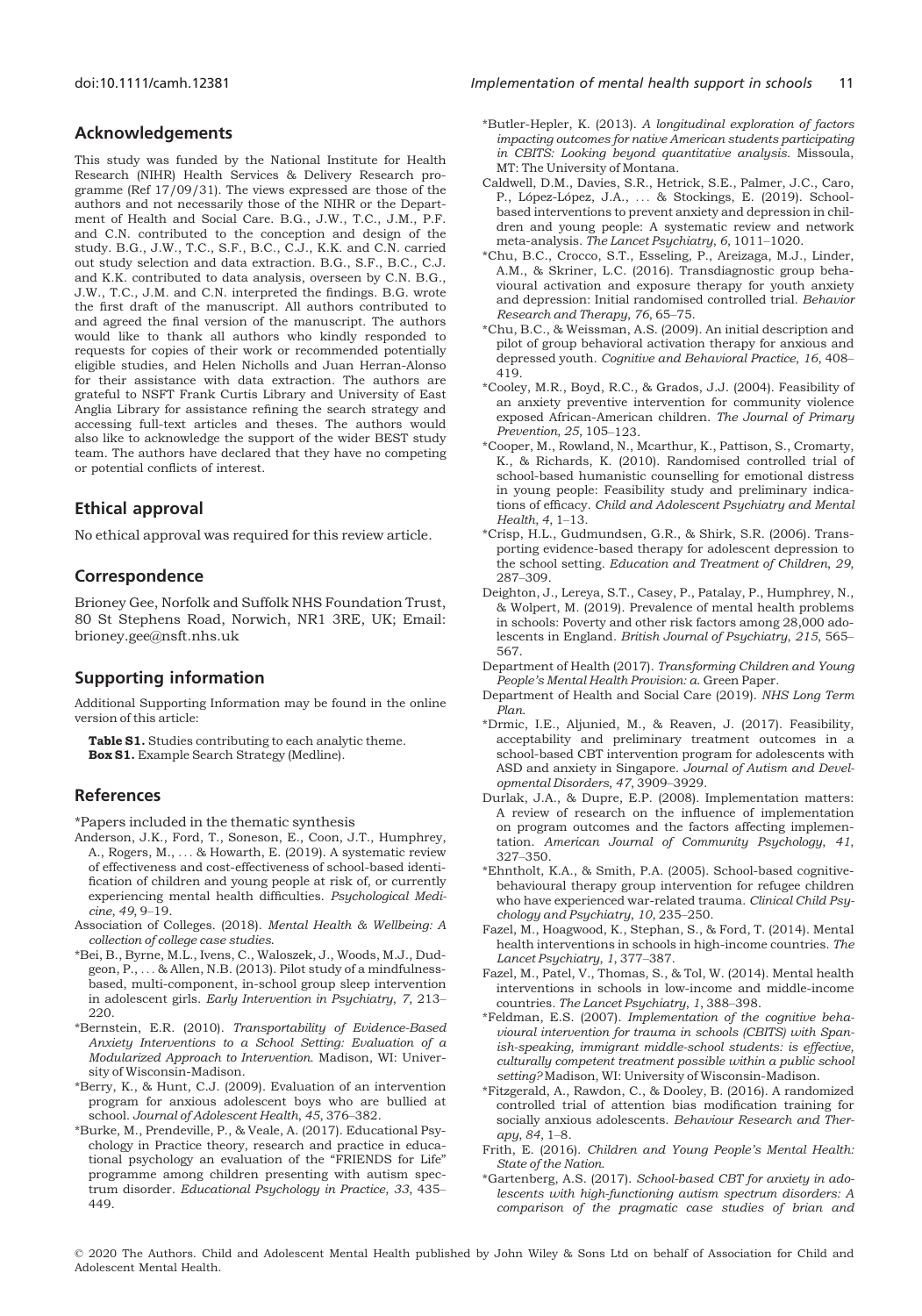## Acknowledgements

This study was funded by the National Institute for Health Research (NIHR) Health Services & Delivery Research programme (Ref 17/09/31). The views expressed are those of the authors and not necessarily those of the NIHR or the Department of Health and Social Care. B.G., J.W., T.C., J.M., P.F. and C.N. contributed to the conception and design of the study. B.G., J.W., T.C., S.F., B.C., C.J., K.K. and C.N. carried out study selection and data extraction. B.G., S.F., B.C., C.J. and K.K. contributed to data analysis, overseen by C.N. B.G., J.W., T.C., J.M. and C.N. interpreted the findings. B.G. wrote the first draft of the manuscript. All authors contributed to and agreed the final version of the manuscript. The authors would like to thank all authors who kindly responded to requests for copies of their work or recommended potentially eligible studies, and Helen Nicholls and Juan Herran-Alonso for their assistance with data extraction. The authors are grateful to NSFT Frank Curtis Library and University of East Anglia Library for assistance refining the search strategy and accessing full-text articles and theses. The authors would also like to acknowledge the support of the wider BEST study team. The authors have declared that they have no competing or potential conflicts of interest.

## Ethical approval

No ethical approval was required for this review article.

## Correspondence

Brioney Gee, Norfolk and Suffolk NHS Foundation Trust, 80 St Stephens Road, Norwich, NR1 3RE, UK; Email: brioney.gee@nsft.nhs.uk

## Supporting information

Additional Supporting Information may be found in the online version of this article:

**Table S1.** Studies contributing to each analytic theme.
**Box S1.** Example Search Strategy (Medline).

## References

*Papers included in the thematic synthesis

Anderson, J.K., Ford, T., Soneson, E., Coon, J.T., Humphrey, A., Rogers, M., … & Howarth, E. (2019). A systematic review of effectiveness and cost-effectiveness of school-based identification of children and young people at risk of, or currently experiencing mental health difficulties. *Psychological Medicine*, *49*, 9–19.

Association of Colleges. (2018). *Mental Health & Wellbeing: A collection of college case studies.*

*Bei, B., Byrne, M.L., Ivens, C., Waloszek, J., Woods, M.J., Dudgeon, P., … & Allen, N.B. (2013). Pilot study of a mindfulness-based, multi-component, in-school group sleep intervention in adolescent girls. *Early Intervention in Psychiatry*, *7*, 213–220.

*Bernstein, E.R. (2010). *Transportability of Evidence-Based Anxiety Interventions to a School Setting: Evaluation of a Modularized Approach to Intervention.* Madison, WI: University of Wisconsin-Madison.

*Berry, K., & Hunt, C.J. (2009). Evaluation of an intervention program for anxious adolescent boys who are bullied at school. *Journal of Adolescent Health*, *45*, 376–382.

*Burke, M., Prendeville, P., & Veale, A. (2017). Educational Psychology in Practice theory, research and practice in educational psychology an evaluation of the "FRIENDS for Life" programme among children presenting with autism spectrum disorder. *Educational Psychology in Practice*, *33*, 435–449.

*Butler-Hepler, K. (2013). *A longitudinal exploration of factors impacting outcomes for native American students participating in CBITS: Looking beyond quantitative analysis.* Missoula, MT: The University of Montana.

Caldwell, D.M., Davies, S.R., Hetrick, S.E., Palmer, J.C., Caro, P., López-López, J.A., … & Stockings, E. (2019). School-based interventions to prevent anxiety and depression in children and young people: A systematic review and network meta-analysis. *The Lancet Psychiatry*, *6*, 1011–1020.

*Chu, B.C., Crocco, S.T., Esseling, P., Areizaga, M.J., Linder, A.M., & Skriner, L.C. (2016). Transdiagnostic group behavioural activation and exposure therapy for youth anxiety and depression: Initial randomised controlled trial. *Behavior Research and Therapy*, *76*, 65–75.

*Chu, B.C., & Weissman, A.S. (2009). An initial description and pilot of group behavioral activation therapy for anxious and depressed youth. *Cognitive and Behavioral Practice*, *16*, 408–419.

*Cooley, M.R., Boyd, R.C., & Grados, J.J. (2004). Feasibility of an anxiety preventive intervention for community violence exposed African-American children. *The Journal of Primary Prevention*, *25*, 105–123.

*Cooper, M., Rowland, N., Mcarthur, K., Pattison, S., Cromarty, K., & Richards, K. (2010). Randomised controlled trial of school-based humanistic counselling for emotional distress in young people: Feasibility study and preliminary indications of efficacy. *Child and Adolescent Psychiatry and Mental Health*, *4*, 1–13.

*Crisp, H.L., Gudmundsen, G.R., & Shirk, S.R. (2006). Transporting evidence-based therapy for adolescent depression to the school setting. *Education and Treatment of Children*, *29*, 287–309.

Deighton, J., Lereya, S.T., Casey, P., Patalay, P., Humphrey, N., & Wolpert, M. (2019). Prevalence of mental health problems in schools: Poverty and other risk factors among 28,000 adolescents in England. *British Journal of Psychiatry*, *215*, 565–567.

Department of Health (2017). *Transforming Children and Young People's Mental Health Provision: a.* Green Paper.

Department of Health and Social Care (2019). *NHS Long Term Plan.*

*Drmic, I.E., Aljunied, M., & Reaven, J. (2017). Feasibility, acceptability and preliminary treatment outcomes in a school-based CBT intervention program for adolescents with ASD and anxiety in Singapore. *Journal of Autism and Developmental Disorders*, *47*, 3909–3929.

Durlak, J.A., & Dupre, E.P. (2008). Implementation matters: A review of research on the influence of implementation on program outcomes and the factors affecting implementation. *American Journal of Community Psychology*, *41*, 327–350.

*Ehntholt, K.A., & Smith, P.A. (2005). School-based cognitive-behavioural therapy group intervention for refugee children who have experienced war-related trauma. *Clinical Child Psychology and Psychiatry*, *10*, 235–250.

Fazel, M., Hoagwood, K., Stephan, S., & Ford, T. (2014). Mental health interventions in schools in high-income countries. *The Lancet Psychiatry*, *1*, 377–387.

Fazel, M., Patel, V., Thomas, S., & Tol, W. (2014). Mental health interventions in schools in low-income and middle-income countries. *The Lancet Psychiatry*, *1*, 388–398.

*Feldman, E.S. (2007). *Implementation of the cognitive behavioural intervention for trauma in schools (CBITS) with Spanish-speaking, immigrant middle-school students: is effective, culturally competent treatment possible within a public school setting?* Madison, WI: University of Wisconsin-Madison.

*Fitzgerald, A., Rawdon, C., & Dooley, B. (2016). A randomized controlled trial of attention bias modification training for socially anxious adolescents. *Behaviour Research and Therapy*, *84*, 1–8.

Frith, E. (2016). *Children and Young People's Mental Health: State of the Nation.*

*Gartenberg, A.S. (2017). *School-based CBT for anxiety in adolescents with high-functioning autism spectrum disorders: A comparison of the pragmatic case studies of brian and*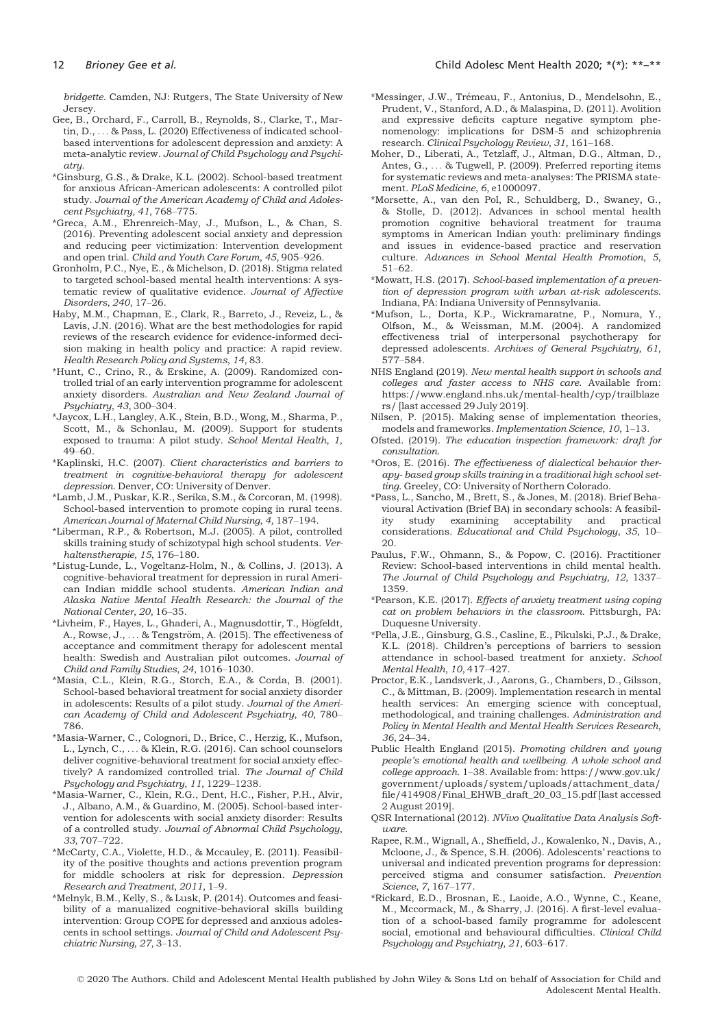bridgette. Camden, NJ: Rutgers, The State University of New Jersey.

Gee, B., Orchard, F., Carroll, B., Reynolds, S., Clarke, T., Martin, D., … & Pass, L. (2020) Effectiveness of indicated school-based interventions for adolescent depression and anxiety: A meta-analytic review. *Journal of Child Psychology and Psychiatry*.

*Ginsburg, G.S., & Drake, K.L. (2002). School-based treatment for anxious African-American adolescents: A controlled pilot study. *Journal of the American Academy of Child and Adolescent Psychiatry*, *41*, 768–775.

*Greca, A.M., Ehrenreich-May, J., Mufson, L., & Chan, S. (2016). Preventing adolescent social anxiety and depression and reducing peer victimization: Intervention development and open trial. *Child and Youth Care Forum*, *45*, 905–926.

Gronholm, P.C., Nye, E., & Michelson, D. (2018). Stigma related to targeted school-based mental health interventions: A systematic review of qualitative evidence. *Journal of Affective Disorders*, *240*, 17–26.

Haby, M.M., Chapman, E., Clark, R., Barreto, J., Reveiz, L., & Lavis, J.N. (2016). What are the best methodologies for rapid reviews of the research evidence for evidence-informed decision making in health policy and practice: A rapid review. *Health Research Policy and Systems*, *14*, 83.

*Hunt, C., Crino, R., & Erskine, A. (2009). Randomized controlled trial of an early intervention programme for adolescent anxiety disorders. *Australian and New Zealand Journal of Psychiatry*, *43*, 300–304.

*Jaycox, L.H., Langley, A.K., Stein, B.D., Wong, M., Sharma, P., Scott, M., & Schonlau, M. (2009). Support for students exposed to trauma: A pilot study. *School Mental Health*, *1*, 49–60.

*Kaplinski, H.C. (2007). *Client characteristics and barriers to treatment in cognitive-behavioral therapy for adolescent depression*. Denver, CO: University of Denver.

*Lamb, J.M., Puskar, K.R., Serika, S.M., & Corcoran, M. (1998). School-based intervention to promote coping in rural teens. *American Journal of Maternal Child Nursing*, *4*, 187–194.

*Liberman, R.P., & Robertson, M.J. (2005). A pilot, controlled skills training study of schizotypal high school students. *Verhaltenstherapie*, *15*, 176–180.

*Listug-Lunde, L., Vogeltanz-Holm, N., & Collins, J. (2013). A cognitive-behavioral treatment for depression in rural American Indian middle school students. *American Indian and Alaska Native Mental Health Research: the Journal of the National Center*, *20*, 16–35.

*Livheim, F., Hayes, L., Ghaderi, A., Magnusdottir, T., Högfeldt, A., Rowse, J., … & Tengström, A. (2015). The effectiveness of acceptance and commitment therapy for adolescent mental health: Swedish and Australian pilot outcomes. *Journal of Child and Family Studies*, *24*, 1016–1030.

*Masia, C.L., Klein, R.G., Storch, E.A., & Corda, B. (2001). School-based behavioral treatment for social anxiety disorder in adolescents: Results of a pilot study. *Journal of the American Academy of Child and Adolescent Psychiatry*, *40*, 780–786.

*Masia-Warner, C., Colognori, D., Brice, C., Herzig, K., Mufson, L., Lynch, C., … & Klein, R.G. (2016). Can school counselors deliver cognitive-behavioral treatment for social anxiety effectively? A randomized controlled trial. *The Journal of Child Psychology and Psychiatry*, *11*, 1229–1238.

*Masia-Warner, C., Klein, R.G., Dent, H.C., Fisher, P.H., Alvir, J., Albano, A.M., & Guardino, M. (2005). School-based intervention for adolescents with social anxiety disorder: Results of a controlled study. *Journal of Abnormal Child Psychology*, *33*, 707–722.

*McCarty, C.A., Violette, H.D., & Mccauley, E. (2011). Feasibility of the positive thoughts and actions prevention program for middle schoolers at risk for depression. *Depression Research and Treatment*, *2011*, 1–9.

*Melnyk, B.M., Kelly, S., & Lusk, P. (2014). Outcomes and feasibility of a manualized cognitive-behavioral skills building intervention: Group COPE for depressed and anxious adolescents in school settings. *Journal of Child and Adolescent Psychiatric Nursing*, *27*, 3–13.

*Messinger, J.W., Trémeau, F., Antonius, D., Mendelsohn, E., Prudent, V., Stanford, A.D., & Malaspina, D. (2011). Avolition and expressive deficits capture negative symptom phenomenology: implications for DSM-5 and schizophrenia research. *Clinical Psychology Review*, *31*, 161–168.

Moher, D., Liberati, A., Tetzlaff, J., Altman, D.G., Altman, D., Antes, G., … & Tugwell, P. (2009). Preferred reporting items for systematic reviews and meta-analyses: The PRISMA statement. *PLoS Medicine*, *6*, e1000097.

*Morsette, A., van den Pol, R., Schuldberg, D., Swaney, G., & Stolle, D. (2012). Advances in school mental health promotion cognitive behavioral treatment for trauma symptoms in American Indian youth: preliminary findings and issues in evidence-based practice and reservation culture. *Advances in School Mental Health Promotion*, *5*, 51–62.

*Mowatt, H.S. (2017). *School-based implementation of a prevention of depression program with urban at-risk adolescents*. Indiana, PA: Indiana University of Pennsylvania.

*Mufson, L., Dorta, K.P., Wickramaratne, P., Nomura, Y., Olfson, M., & Weissman, M.M. (2004). A randomized effectiveness trial of interpersonal psychotherapy for depressed adolescents. *Archives of General Psychiatry*, *61*, 577–584.

NHS England (2019). *New mental health support in schools and colleges and faster access to NHS care*. Available from: https://www.england.nhs.uk/mental-health/cyp/trailblazers/ [last accessed 29 July 2019].

Nilsen, P. (2015). Making sense of implementation theories, models and frameworks. *Implementation Science*, *10*, 1–13.

Ofsted. (2019). *The education inspection framework: draft for consultation*.

*Oros, E. (2016). *The effectiveness of dialectical behavior therapy- based group skills training in a traditional high school setting*. Greeley, CO: University of Northern Colorado.

*Pass, L., Sancho, M., Brett, S., & Jones, M. (2018). Brief Behavioural Activation (Brief BA) in secondary schools: A feasibility study examining acceptability and practical considerations. *Educational and Child Psychology*, *35*, 10–20.

Paulus, F.W., Ohmann, S., & Popow, C. (2016). Practitioner Review: School-based interventions in child mental health. *The Journal of Child Psychology and Psychiatry*, *12*, 1337–1359.

*Pearson, K.E. (2017). *Effects of anxiety treatment using coping cat on problem behaviors in the classroom*. Pittsburgh, PA: Duquesne University.

*Pella, J.E., Ginsburg, G.S., Casline, E., Pikulski, P.J., & Drake, K.L. (2018). Children's perceptions of barriers to session attendance in school-based treatment for anxiety. *School Mental Health*, *10*, 417–427.

Proctor, E.K., Landsverk, J., Aarons, G., Chambers, D., Gilsson, C., & Mittman, B. (2009). Implementation research in mental health services: An emerging science with conceptual, methodological, and training challenges. *Administration and Policy in Mental Health and Mental Health Services Research*, *36*, 24–34.

Public Health England (2015). *Promoting children and young people's emotional health and wellbeing. A whole school and college approach*. 1–38. Available from: https://www.gov.uk/government/uploads/system/uploads/attachment_data/file/414908/Final_EHWB_draft_20_03_15.pdf [last accessed 2 August 2019].

QSR International (2012). *NVivo Qualitative Data Analysis Software*.

Rapee, R.M., Wignall, A., Sheffield, J., Kowalenko, N., Davis, A., Mcloone, J., & Spence, S.H. (2006). Adolescents' reactions to universal and indicated prevention programs for depression: perceived stigma and consumer satisfaction. *Prevention Science*, *7*, 167–177.

*Rickard, E.D., Brosnan, E., Laoide, A.O., Wynne, C., Keane, M., Mccormack, M., & Sharry, J. (2016). A first-level evaluation of a school-based family programme for adolescent social, emotional and behavioural difficulties. *Clinical Child Psychology and Psychiatry*, *21*, 603–617.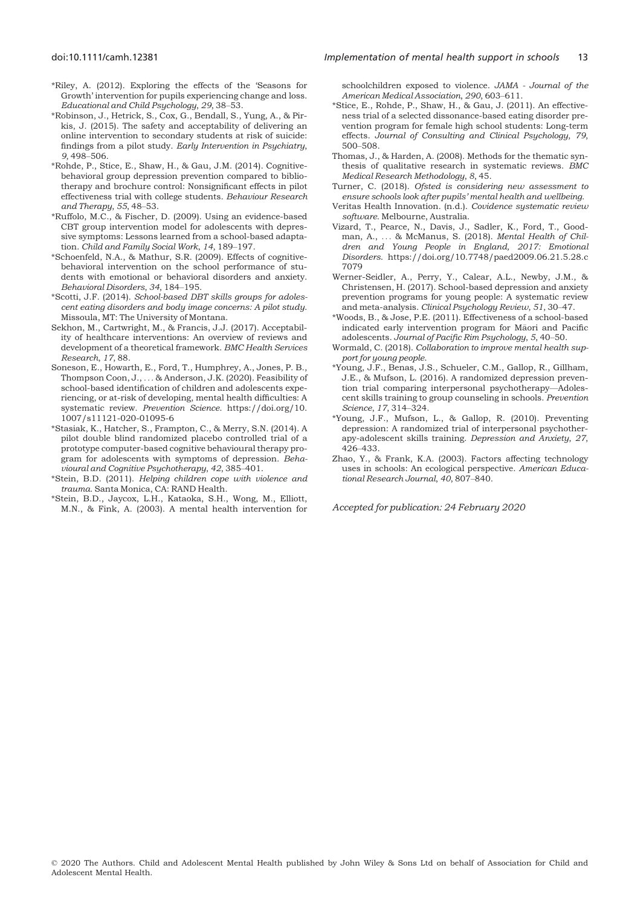*Riley, A. (2012). Exploring the effects of the 'Seasons for Growth' intervention for pupils experiencing change and loss. *Educational and Child Psychology*, *29*, 38–53.

*Robinson, J., Hetrick, S., Cox, G., Bendall, S., Yung, A., & Pirkis, J. (2015). The safety and acceptability of delivering an online intervention to secondary students at risk of suicide: findings from a pilot study. *Early Intervention in Psychiatry*, *9*, 498–506.

*Rohde, P., Stice, E., Shaw, H., & Gau, J.M. (2014). Cognitive-behavioral group depression prevention compared to bibliotherapy and brochure control: Nonsignificant effects in pilot effectiveness trial with college students. *Behaviour Research and Therapy*, *55*, 48–53.

*Ruffolo, M.C., & Fischer, D. (2009). Using an evidence-based CBT group intervention model for adolescents with depressive symptoms: Lessons learned from a school-based adaptation. *Child and Family Social Work*, *14*, 189–197.

*Schoenfeld, N.A., & Mathur, S.R. (2009). Effects of cognitive-behavioral intervention on the school performance of students with emotional or behavioral disorders and anxiety. *Behavioral Disorders*, *34*, 184–195.

*Scotti, J.F. (2014). *School-based DBT skills groups for adolescent eating disorders and body image concerns: A pilot study*. Missoula, MT: The University of Montana.

Sekhon, M., Cartwright, M., & Francis, J.J. (2017). Acceptability of healthcare interventions: An overview of reviews and development of a theoretical framework. *BMC Health Services Research*, *17*, 88.

Soneson, E., Howarth, E., Ford, T., Humphrey, A., Jones, P. B., Thompson Coon, J., ... & Anderson, J.K. (2020). Feasibility of school-based identification of children and adolescents experiencing, or at-risk of developing, mental health difficulties: A systematic review. *Prevention Science.* https://doi.org/10.1007/s11121-020-01095-6

*Stasiak, K., Hatcher, S., Frampton, C., & Merry, S.N. (2014). A pilot double blind randomized placebo controlled trial of a prototype computer-based cognitive behavioural therapy program for adolescents with symptoms of depression. *Behavioural and Cognitive Psychotherapy*, *42*, 385–401.

*Stein, B.D. (2011). *Helping children cope with violence and trauma*. Santa Monica, CA: RAND Health.

*Stein, B.D., Jaycox, L.H., Kataoka, S.H., Wong, M., Elliott, M.N., & Fink, A. (2003). A mental health intervention for schoolchildren exposed to violence. *JAMA - Journal of the American Medical Association*, *290*, 603–611.

*Stice, E., Rohde, P., Shaw, H., & Gau, J. (2011). An effectiveness trial of a selected dissonance-based eating disorder prevention program for female high school students: Long-term effects. *Journal of Consulting and Clinical Psychology*, *79*, 500–508.

Thomas, J., & Harden, A. (2008). Methods for the thematic synthesis of qualitative research in systematic reviews. *BMC Medical Research Methodology*, *8*, 45.

Turner, C. (2018). *Ofsted is considering new assessment to ensure schools look after pupils' mental health and wellbeing.*

Veritas Health Innovation. (n.d.). *Covidence systematic review software*. Melbourne, Australia.

Vizard, T., Pearce, N., Davis, J., Sadler, K., Ford, T., Goodman, A., ... & McManus, S. (2018). *Mental Health of Children and Young People in England, 2017: Emotional Disorders*. https://doi.org/10.7748/paed2009.06.21.5.28.c7079

Werner-Seidler, A., Perry, Y., Calear, A.L., Newby, J.M., & Christensen, H. (2017). School-based depression and anxiety prevention programs for young people: A systematic review and meta-analysis. *Clinical Psychology Review*, *51*, 30–47.

*Woods, B., & Jose, P.E. (2011). Effectiveness of a school-based indicated early intervention program for Māori and Pacific adolescents. *Journal of Pacific Rim Psychology*, *5*, 40–50.

Wormald, C. (2018). *Collaboration to improve mental health support for young people*.

*Young, J.F., Benas, J.S., Schueler, C.M., Gallop, R., Gillham, J.E., & Mufson, L. (2016). A randomized depression prevention trial comparing interpersonal psychotherapy—Adolescent skills training to group counseling in schools. *Prevention Science*, *17*, 314–324.

*Young, J.F., Mufson, L., & Gallop, R. (2010). Preventing depression: A randomized trial of interpersonal psychotherapy-adolescent skills training. *Depression and Anxiety*, *27*, 426–433.

Zhao, Y., & Frank, K.A. (2003). Factors affecting technology uses in schools: An ecological perspective. *American Educational Research Journal*, *40*, 807–840.

*Accepted for publication: 24 February 2020*

© 2020 The Authors. Child and Adolescent Mental Health published by John Wiley & Sons Ltd on behalf of Association for Child and Adolescent Mental Health.